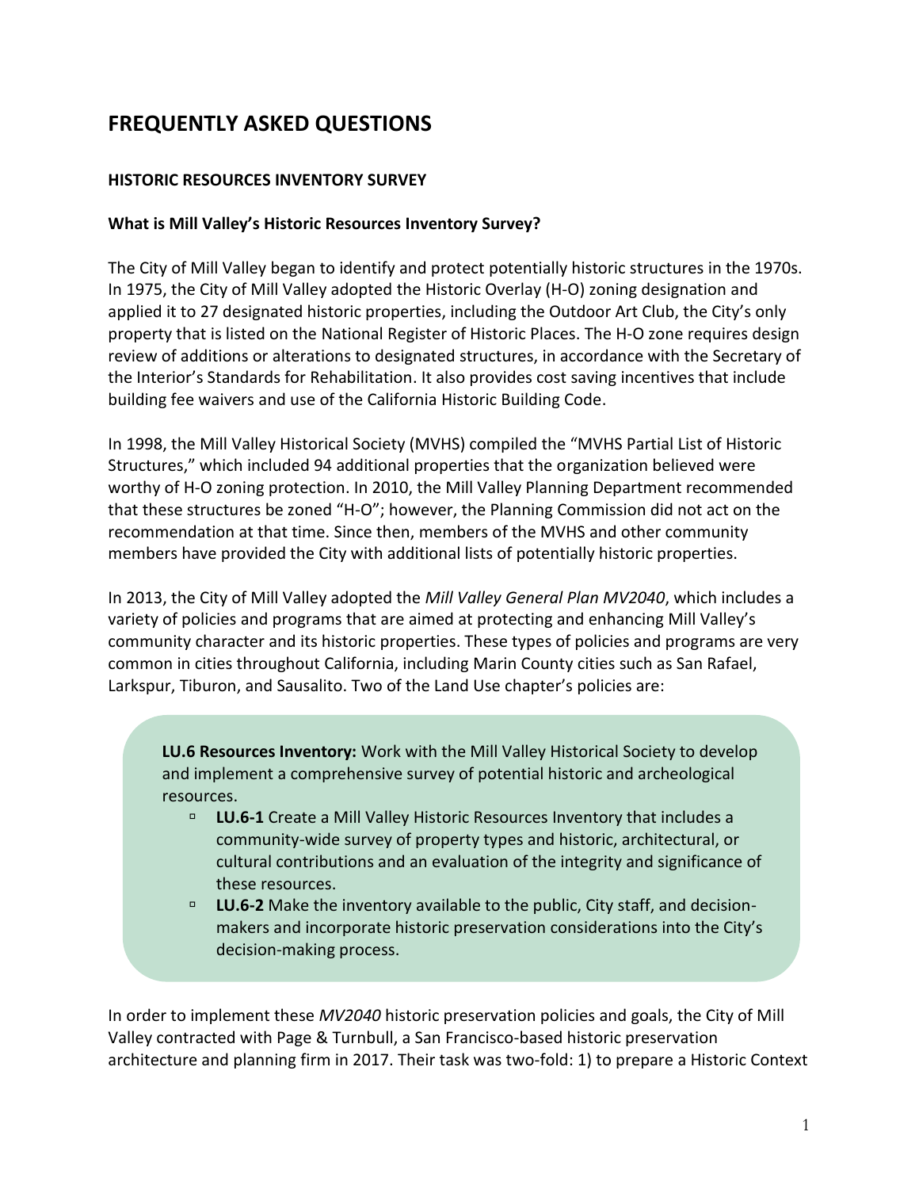# FREQUENTLY ASKED QUESTIONS

## HISTORIC RESOURCES INVENTORY SURVEY

### What is Mill Valley's Historic Resources Inventory Survey?

The City of Mill Valley began to identify and protect potentially historic structures in the 1970s. In 1975, the City of Mill Valley adopted the Historic Overlay (H-O) zoning designation and applied it to 27 designated historic properties, including the Outdoor Art Club, the City's only property that is listed on the National Register of Historic Places. The H-O zone requires design review of additions or alterations to designated structures, in accordance with the Secretary of the Interior's Standards for Rehabilitation. It also provides cost saving incentives that include building fee waivers and use of the California Historic Building Code.

In 1998, the Mill Valley Historical Society (MVHS) compiled the "MVHS Partial List of Historic Structures," which included 94 additional properties that the organization believed were worthy of H-O zoning protection. In 2010, the Mill Valley Planning Department recommended that these structures be zoned "H-O"; however, the Planning Commission did not act on the recommendation at that time. Since then, members of the MVHS and other community members have provided the City with additional lists of potentially historic properties.

In 2013, the City of Mill Valley adopted the *Mill Valley General Plan MV2040*, which includes a variety of policies and programs that are aimed at protecting and enhancing Mill Valley's community character and its historic properties. These types of policies and programs are very common in cities throughout California, including Marin County cities such as San Rafael, Larkspur, Tiburon, and Sausalito. Two of the Land Use chapter's policies are:

> **LU.6 Resources Inventory:** Work with the Mill Valley Historical Society to develop and implement a comprehensive survey of potential historic and archeological resources.
>
> - **LU.6-1** Create a Mill Valley Historic Resources Inventory that includes a community-wide survey of property types and historic, architectural, or cultural contributions and an evaluation of the integrity and significance of these resources.
> - **LU.6-2** Make the inventory available to the public, City staff, and decision-makers and incorporate historic preservation considerations into the City's decision-making process.

In order to implement these *MV2040* historic preservation policies and goals, the City of Mill Valley contracted with Page & Turnbull, a San Francisco-based historic preservation architecture and planning firm in 2017. Their task was two-fold: 1) to prepare a Historic Context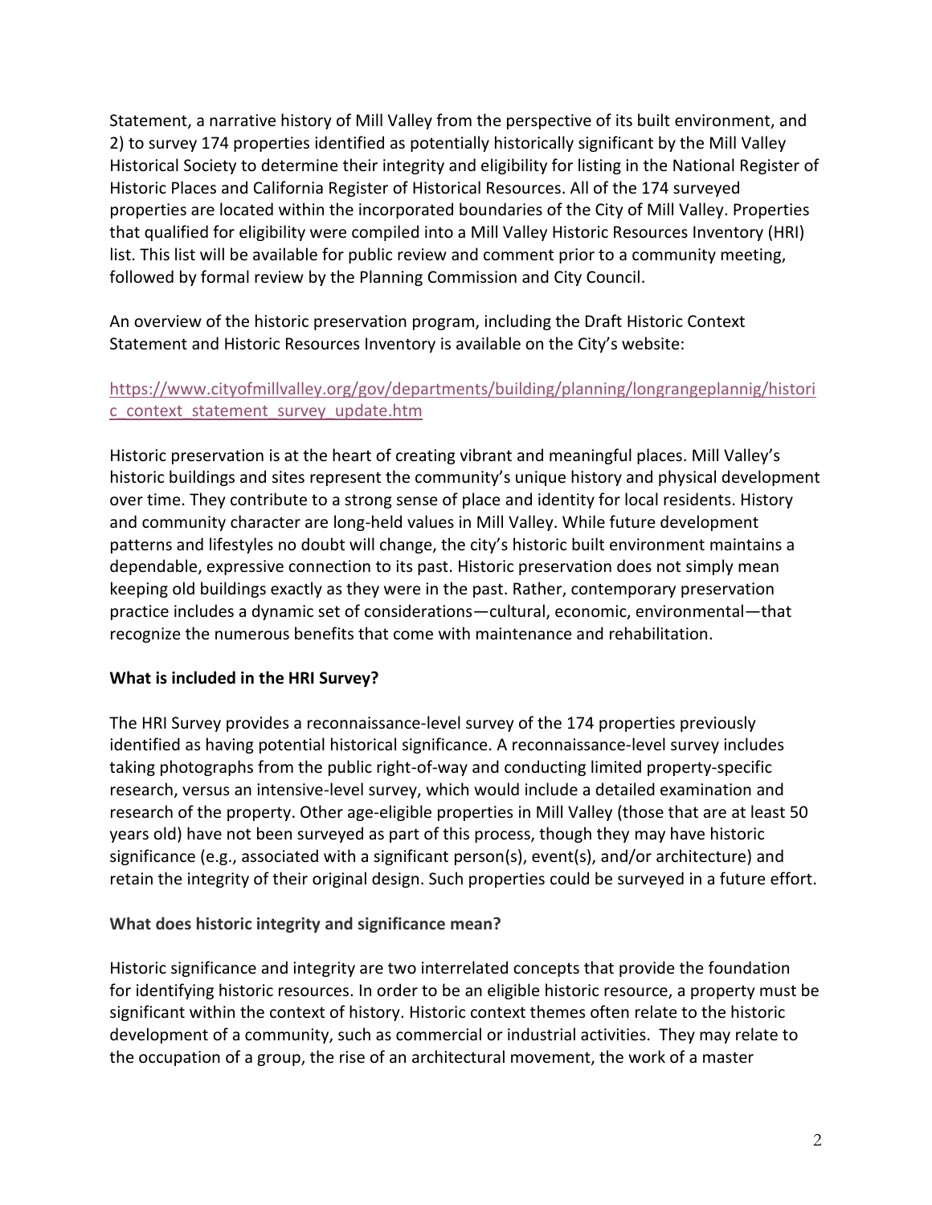Statement, a narrative history of Mill Valley from the perspective of its built environment, and 2) to survey 174 properties identified as potentially historically significant by the Mill Valley Historical Society to determine their integrity and eligibility for listing in the National Register of Historic Places and California Register of Historical Resources. All of the 174 surveyed properties are located within the incorporated boundaries of the City of Mill Valley. Properties that qualified for eligibility were compiled into a Mill Valley Historic Resources Inventory (HRI) list. This list will be available for public review and comment prior to a community meeting, followed by formal review by the Planning Commission and City Council.

An overview of the historic preservation program, including the Draft Historic Context Statement and Historic Resources Inventory is available on the City's website:

https://www.cityofmillvalley.org/gov/departments/building/planning/longrangeplannig/historic_context_statement_survey_update.htm

Historic preservation is at the heart of creating vibrant and meaningful places. Mill Valley's historic buildings and sites represent the community's unique history and physical development over time. They contribute to a strong sense of place and identity for local residents. History and community character are long-held values in Mill Valley. While future development patterns and lifestyles no doubt will change, the city's historic built environment maintains a dependable, expressive connection to its past. Historic preservation does not simply mean keeping old buildings exactly as they were in the past. Rather, contemporary preservation practice includes a dynamic set of considerations—cultural, economic, environmental—that recognize the numerous benefits that come with maintenance and rehabilitation.

**What is included in the HRI Survey?**

The HRI Survey provides a reconnaissance-level survey of the 174 properties previously identified as having potential historical significance. A reconnaissance-level survey includes taking photographs from the public right-of-way and conducting limited property-specific research, versus an intensive-level survey, which would include a detailed examination and research of the property. Other age-eligible properties in Mill Valley (those that are at least 50 years old) have not been surveyed as part of this process, though they may have historic significance (e.g., associated with a significant person(s), event(s), and/or architecture) and retain the integrity of their original design. Such properties could be surveyed in a future effort.

**What does historic integrity and significance mean?**

Historic significance and integrity are two interrelated concepts that provide the foundation for identifying historic resources. In order to be an eligible historic resource, a property must be significant within the context of history. Historic context themes often relate to the historic development of a community, such as commercial or industrial activities. They may relate to the occupation of a group, the rise of an architectural movement, the work of a master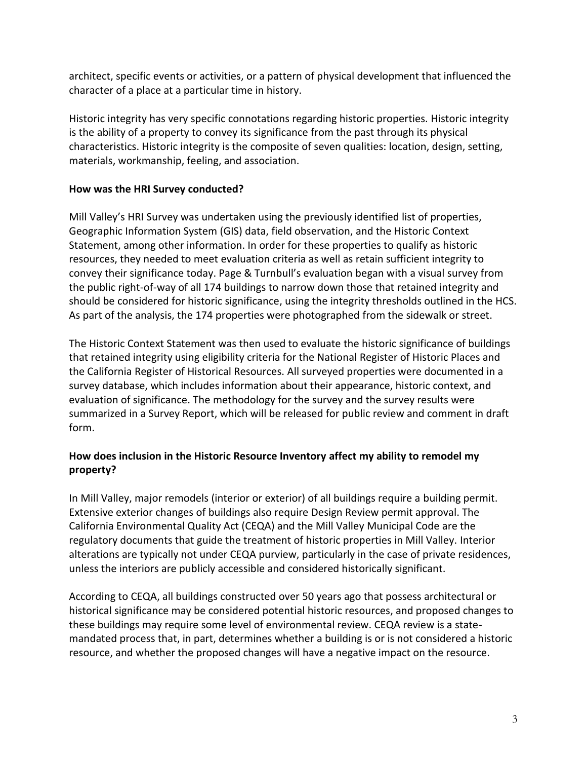architect, specific events or activities, or a pattern of physical development that influenced the character of a place at a particular time in history.

Historic integrity has very specific connotations regarding historic properties. Historic integrity is the ability of a property to convey its significance from the past through its physical characteristics. Historic integrity is the composite of seven qualities: location, design, setting, materials, workmanship, feeling, and association.

**How was the HRI Survey conducted?**

Mill Valley's HRI Survey was undertaken using the previously identified list of properties, Geographic Information System (GIS) data, field observation, and the Historic Context Statement, among other information. In order for these properties to qualify as historic resources, they needed to meet evaluation criteria as well as retain sufficient integrity to convey their significance today. Page & Turnbull's evaluation began with a visual survey from the public right-of-way of all 174 buildings to narrow down those that retained integrity and should be considered for historic significance, using the integrity thresholds outlined in the HCS. As part of the analysis, the 174 properties were photographed from the sidewalk or street.

The Historic Context Statement was then used to evaluate the historic significance of buildings that retained integrity using eligibility criteria for the National Register of Historic Places and the California Register of Historical Resources. All surveyed properties were documented in a survey database, which includes information about their appearance, historic context, and evaluation of significance. The methodology for the survey and the survey results were summarized in a Survey Report, which will be released for public review and comment in draft form.

**How does inclusion in the Historic Resource Inventory affect my ability to remodel my property?**

In Mill Valley, major remodels (interior or exterior) of all buildings require a building permit. Extensive exterior changes of buildings also require Design Review permit approval. The California Environmental Quality Act (CEQA) and the Mill Valley Municipal Code are the regulatory documents that guide the treatment of historic properties in Mill Valley. Interior alterations are typically not under CEQA purview, particularly in the case of private residences, unless the interiors are publicly accessible and considered historically significant.

According to CEQA, all buildings constructed over 50 years ago that possess architectural or historical significance may be considered potential historic resources, and proposed changes to these buildings may require some level of environmental review. CEQA review is a state-mandated process that, in part, determines whether a building is or is not considered a historic resource, and whether the proposed changes will have a negative impact on the resource.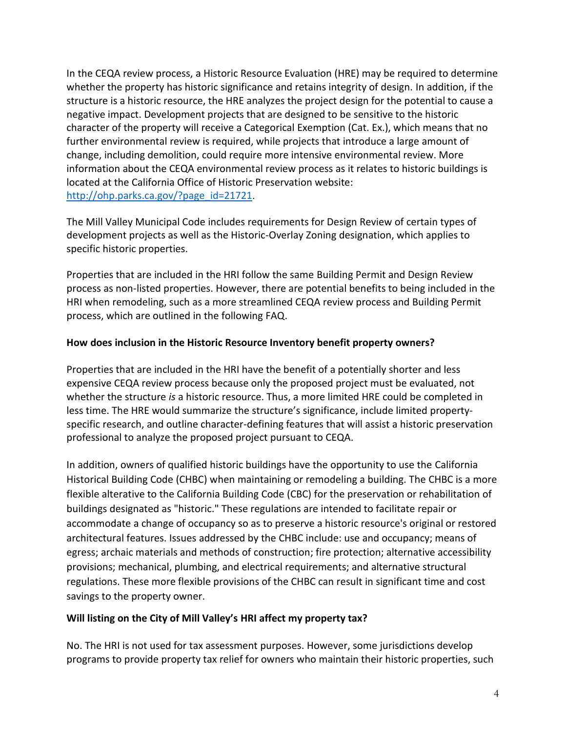In the CEQA review process, a Historic Resource Evaluation (HRE) may be required to determine whether the property has historic significance and retains integrity of design. In addition, if the structure is a historic resource, the HRE analyzes the project design for the potential to cause a negative impact. Development projects that are designed to be sensitive to the historic character of the property will receive a Categorical Exemption (Cat. Ex.), which means that no further environmental review is required, while projects that introduce a large amount of change, including demolition, could require more intensive environmental review. More information about the CEQA environmental review process as it relates to historic buildings is located at the California Office of Historic Preservation website: [http://ohp.parks.ca.gov/?page_id=21721](http://ohp.parks.ca.gov/?page_id=21721).

The Mill Valley Municipal Code includes requirements for Design Review of certain types of development projects as well as the Historic-Overlay Zoning designation, which applies to specific historic properties.

Properties that are included in the HRI follow the same Building Permit and Design Review process as non-listed properties. However, there are potential benefits to being included in the HRI when remodeling, such as a more streamlined CEQA review process and Building Permit process, which are outlined in the following FAQ.

**How does inclusion in the Historic Resource Inventory benefit property owners?**

Properties that are included in the HRI have the benefit of a potentially shorter and less expensive CEQA review process because only the proposed project must be evaluated, not whether the structure *is* a historic resource. Thus, a more limited HRE could be completed in less time. The HRE would summarize the structure's significance, include limited property-specific research, and outline character-defining features that will assist a historic preservation professional to analyze the proposed project pursuant to CEQA.

In addition, owners of qualified historic buildings have the opportunity to use the California Historical Building Code (CHBC) when maintaining or remodeling a building. The CHBC is a more flexible alterative to the California Building Code (CBC) for the preservation or rehabilitation of buildings designated as "historic." These regulations are intended to facilitate repair or accommodate a change of occupancy so as to preserve a historic resource's original or restored architectural features. Issues addressed by the CHBC include: use and occupancy; means of egress; archaic materials and methods of construction; fire protection; alternative accessibility provisions; mechanical, plumbing, and electrical requirements; and alternative structural regulations. These more flexible provisions of the CHBC can result in significant time and cost savings to the property owner.

**Will listing on the City of Mill Valley's HRI affect my property tax?**

No. The HRI is not used for tax assessment purposes. However, some jurisdictions develop programs to provide property tax relief for owners who maintain their historic properties, such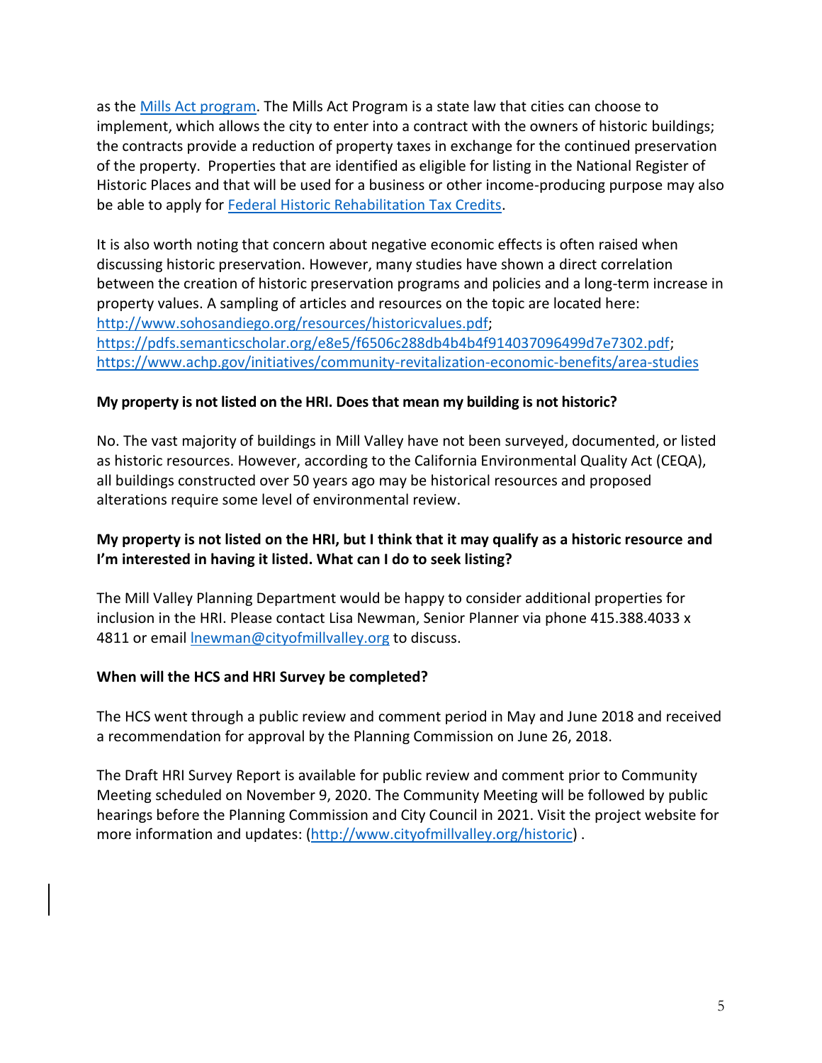as the [Mills Act program](). The Mills Act Program is a state law that cities can choose to implement, which allows the city to enter into a contract with the owners of historic buildings; the contracts provide a reduction of property taxes in exchange for the continued preservation of the property. Properties that are identified as eligible for listing in the National Register of Historic Places and that will be used for a business or other income-producing purpose may also be able to apply for [Federal Historic Rehabilitation Tax Credits]().

It is also worth noting that concern about negative economic effects is often raised when discussing historic preservation. However, many studies have shown a direct correlation between the creation of historic preservation programs and policies and a long-term increase in property values. A sampling of articles and resources on the topic are located here: http://www.sohosandiego.org/resources/historicvalues.pdf; https://pdfs.semanticscholar.org/e8e5/f6506c288db4b4b4f914037096499d7e7302.pdf; https://www.achp.gov/initiatives/community-revitalization-economic-benefits/area-studies

**My property is not listed on the HRI. Does that mean my building is not historic?**

No. The vast majority of buildings in Mill Valley have not been surveyed, documented, or listed as historic resources. However, according to the California Environmental Quality Act (CEQA), all buildings constructed over 50 years ago may be historical resources and proposed alterations require some level of environmental review.

**My property is not listed on the HRI, but I think that it may qualify as a historic resource and I'm interested in having it listed. What can I do to seek listing?**

The Mill Valley Planning Department would be happy to consider additional properties for inclusion in the HRI. Please contact Lisa Newman, Senior Planner via phone 415.388.4033 x 4811 or email lnewman@cityofmillvalley.org to discuss.

**When will the HCS and HRI Survey be completed?**

The HCS went through a public review and comment period in May and June 2018 and received a recommendation for approval by the Planning Commission on June 26, 2018.

The Draft HRI Survey Report is available for public review and comment prior to Community Meeting scheduled on November 9, 2020. The Community Meeting will be followed by public hearings before the Planning Commission and City Council in 2021. Visit the project website for more information and updates: (http://www.cityofmillvalley.org/historic) .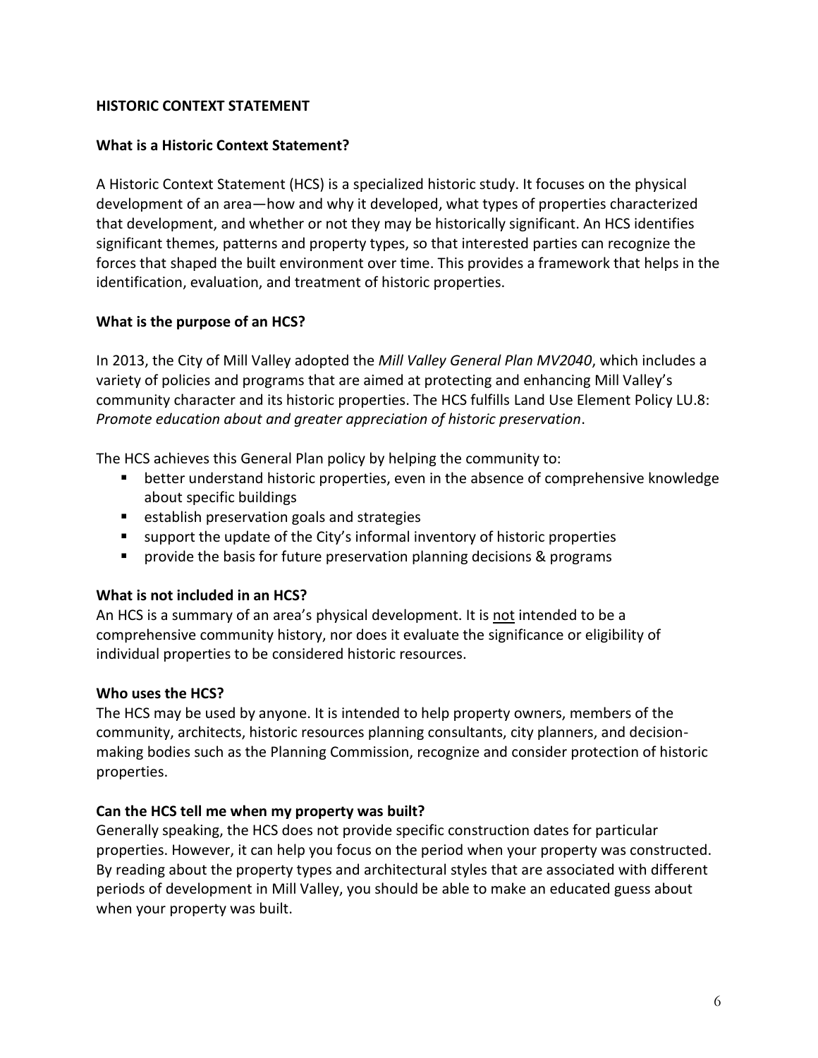## HISTORIC CONTEXT STATEMENT

### What is a Historic Context Statement?

A Historic Context Statement (HCS) is a specialized historic study. It focuses on the physical development of an area—how and why it developed, what types of properties characterized that development, and whether or not they may be historically significant. An HCS identifies significant themes, patterns and property types, so that interested parties can recognize the forces that shaped the built environment over time. This provides a framework that helps in the identification, evaluation, and treatment of historic properties.

### What is the purpose of an HCS?

In 2013, the City of Mill Valley adopted the *Mill Valley General Plan MV2040*, which includes a variety of policies and programs that are aimed at protecting and enhancing Mill Valley's community character and its historic properties. The HCS fulfills Land Use Element Policy LU.8: *Promote education about and greater appreciation of historic preservation*.

The HCS achieves this General Plan policy by helping the community to:

- better understand historic properties, even in the absence of comprehensive knowledge about specific buildings
- establish preservation goals and strategies
- support the update of the City's informal inventory of historic properties
- provide the basis for future preservation planning decisions & programs

### What is not included in an HCS?

An HCS is a summary of an area's physical development. It is <u>not</u> intended to be a comprehensive community history, nor does it evaluate the significance or eligibility of individual properties to be considered historic resources.

### Who uses the HCS?

The HCS may be used by anyone. It is intended to help property owners, members of the community, architects, historic resources planning consultants, city planners, and decision-making bodies such as the Planning Commission, recognize and consider protection of historic properties.

### Can the HCS tell me when my property was built?

Generally speaking, the HCS does not provide specific construction dates for particular properties. However, it can help you focus on the period when your property was constructed. By reading about the property types and architectural styles that are associated with different periods of development in Mill Valley, you should be able to make an educated guess about when your property was built.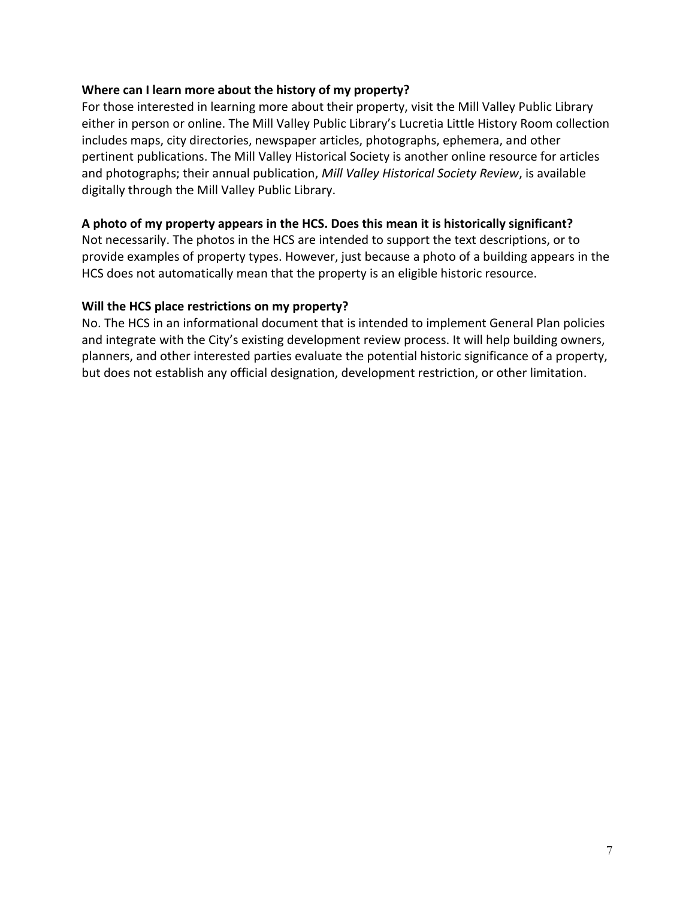**Where can I learn more about the history of my property?**

For those interested in learning more about their property, visit the Mill Valley Public Library either in person or online. The Mill Valley Public Library's Lucretia Little History Room collection includes maps, city directories, newspaper articles, photographs, ephemera, and other pertinent publications. The Mill Valley Historical Society is another online resource for articles and photographs; their annual publication, *Mill Valley Historical Society Review*, is available digitally through the Mill Valley Public Library.

**A photo of my property appears in the HCS. Does this mean it is historically significant?**

Not necessarily. The photos in the HCS are intended to support the text descriptions, or to provide examples of property types. However, just because a photo of a building appears in the HCS does not automatically mean that the property is an eligible historic resource.

**Will the HCS place restrictions on my property?**

No. The HCS in an informational document that is intended to implement General Plan policies and integrate with the City's existing development review process. It will help building owners, planners, and other interested parties evaluate the potential historic significance of a property, but does not establish any official designation, development restriction, or other limitation.